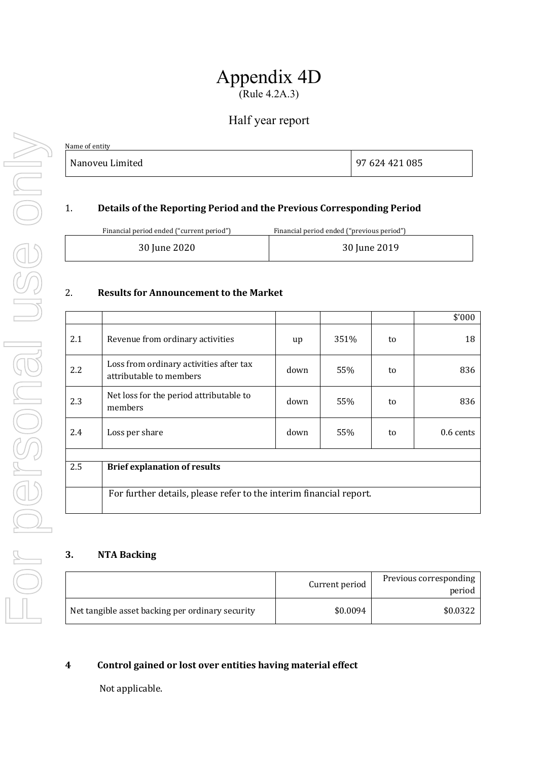# Appendix 4D

(Rule 4.2A.3)

## Half year report

| Name of entity | |
|---|---|
| Nanoveu Limited | 97 624 421 085 |

### 1. Details of the Reporting Period and the Previous Corresponding Period

| Financial period ended ("current period") | Financial period ended ("previous period") |
|---|---|
| 30 June 2020 | 30 June 2019 |

### 2. Results for Announcement to the Market

| | | | | | $'000 |
|---|---|---|---|---|---|
| 2.1 | Revenue from ordinary activities | up | 351% | to | 18 |
| 2.2 | Loss from ordinary activities after tax attributable to members | down | 55% | to | 836 |
| 2.3 | Net loss for the period attributable to members | down | 55% | to | 836 |
| 2.4 | Loss per share | down | 55% | to | 0.6 cents |
| | | | | | |
| 2.5 | **Brief explanation of results** | | | | |
| | For further details, please refer to the interim financial report. | | | | |

### 3. NTA Backing

| | Current period | Previous corresponding period |
|---|---|---|
| Net tangible asset backing per ordinary security | $0.0094 | $0.0322 |

### 4 Control gained or lost over entities having material effect

Not applicable.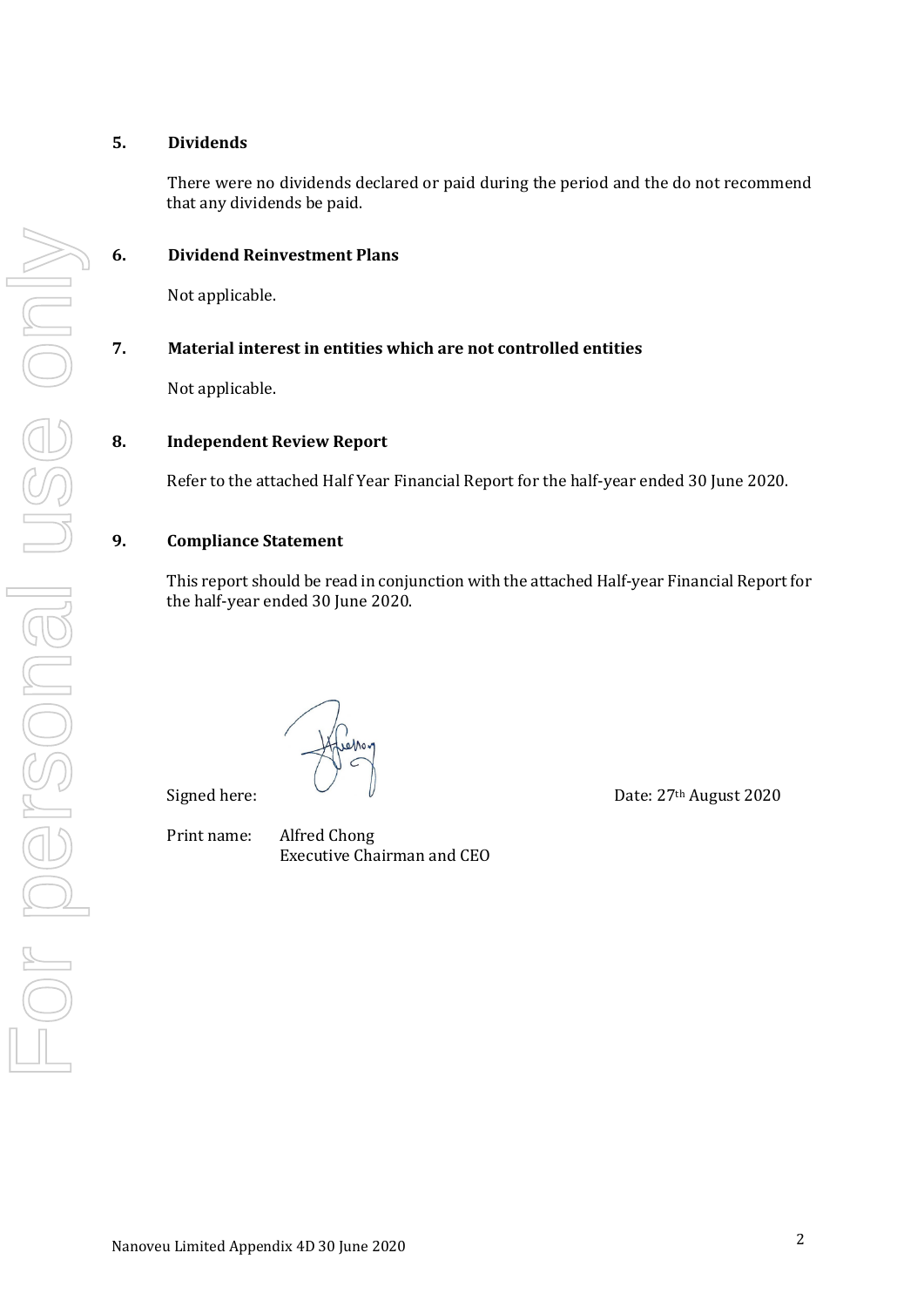## 5. Dividends

There were no dividends declared or paid during the period and the do not recommend that any dividends be paid.

## 6. Dividend Reinvestment Plans

Not applicable.

## 7. Material interest in entities which are not controlled entities

Not applicable.

## 8. Independent Review Report

Refer to the attached Half Year Financial Report for the half-year ended 30 June 2020.

## 9. Compliance Statement

This report should be read in conjunction with the attached Half-year Financial Report for the half-year ended 30 June 2020.

Signed here: Date: 27th August 2020

Print name: Alfred Chong
Executive Chairman and CEO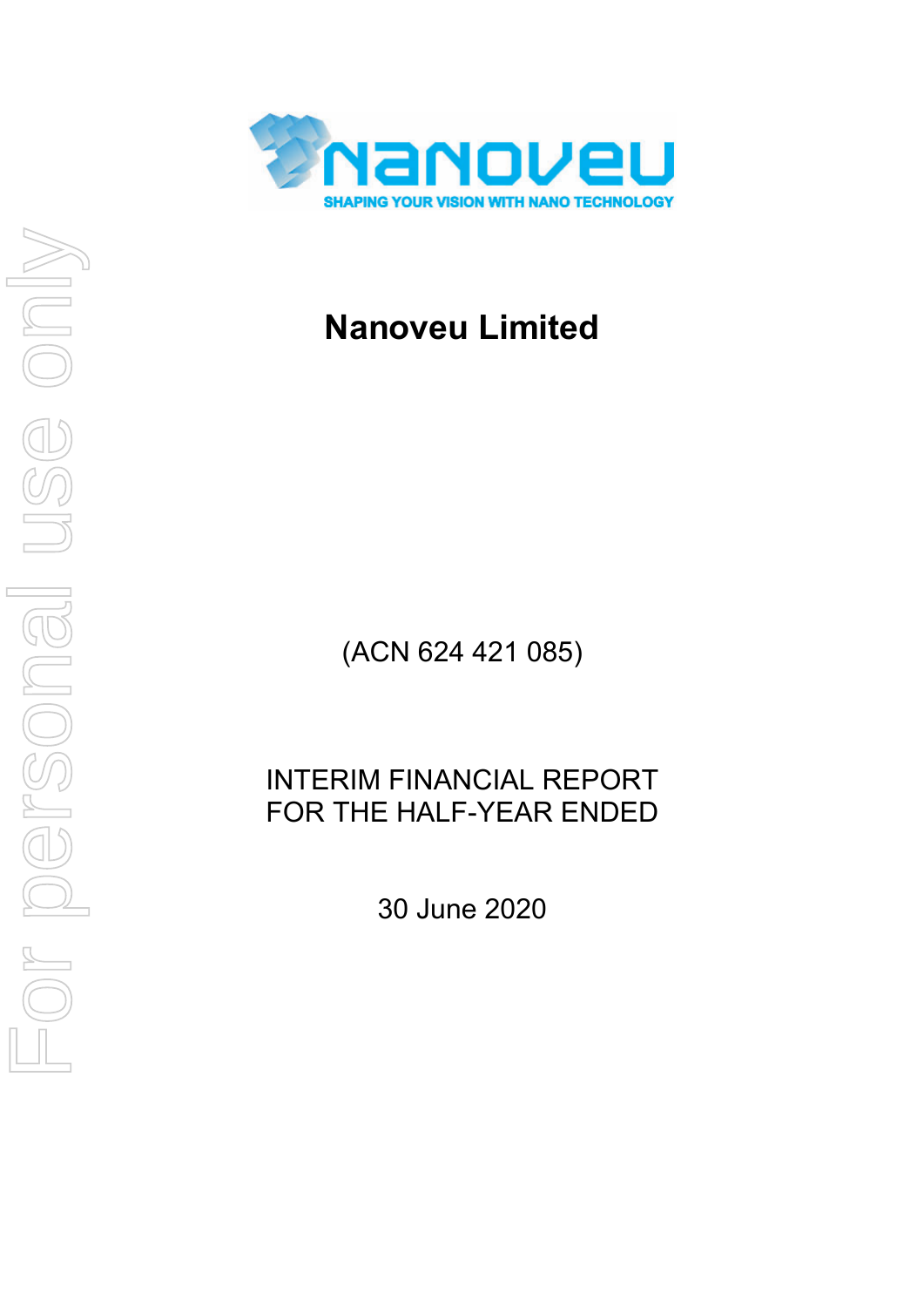# Nanoveu Limited

(ACN 624 421 085)

INTERIM FINANCIAL REPORT
FOR THE HALF-YEAR ENDED

30 June 2020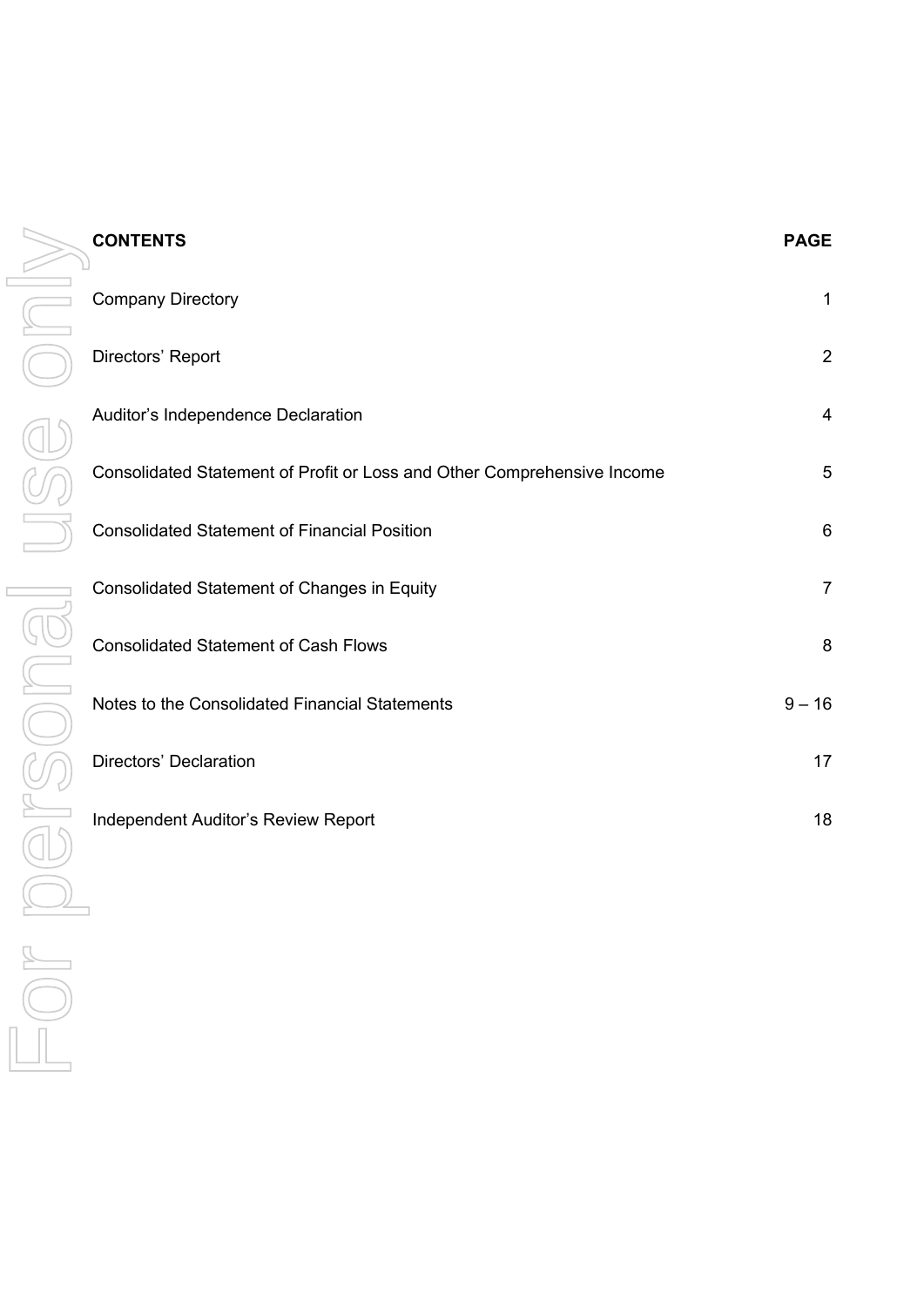| CONTENTS | PAGE |
|---|---|
| Company Directory | 1 |
| Directors' Report | 2 |
| Auditor's Independence Declaration | 4 |
| Consolidated Statement of Profit or Loss and Other Comprehensive Income | 5 |
| Consolidated Statement of Financial Position | 6 |
| Consolidated Statement of Changes in Equity | 7 |
| Consolidated Statement of Cash Flows | 8 |
| Notes to the Consolidated Financial Statements | 9 – 16 |
| Directors' Declaration | 17 |
| Independent Auditor's Review Report | 18 |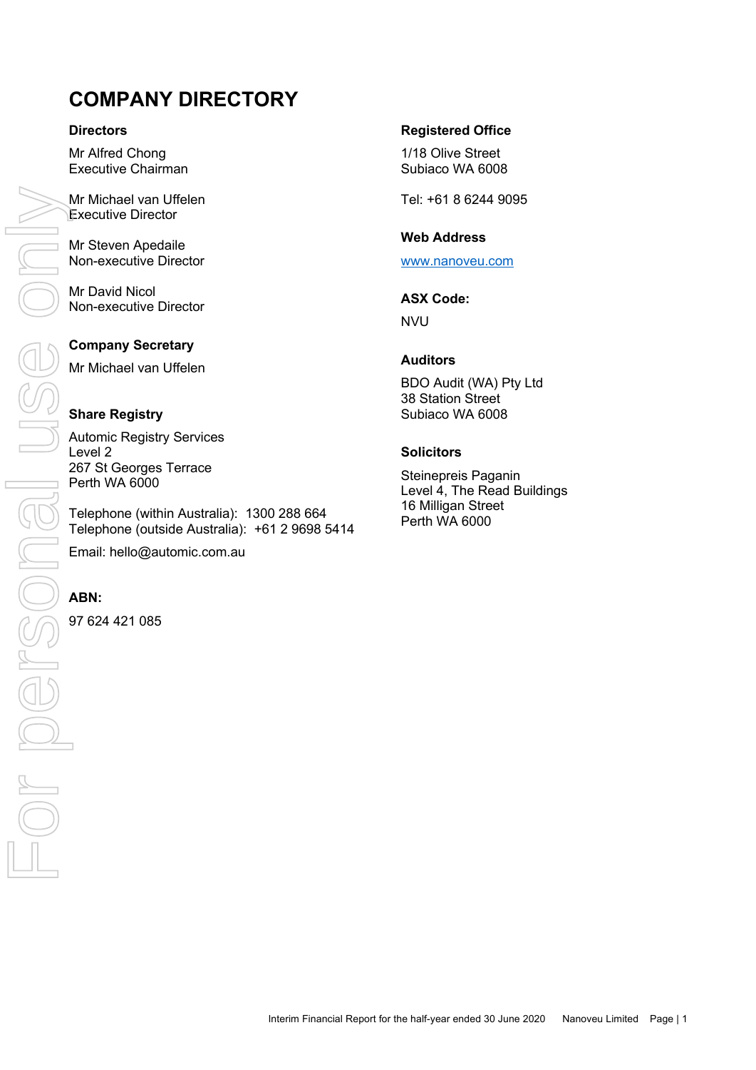# COMPANY DIRECTORY

**Directors**

Mr Alfred Chong
Executive Chairman

Mr Michael van Uffelen
Executive Director

Mr Steven Apedaile
Non-executive Director

Mr David Nicol
Non-executive Director

**Company Secretary**

Mr Michael van Uffelen

**Share Registry**

Automic Registry Services
Level 2
267 St Georges Terrace
Perth WA 6000

Telephone (within Australia): 1300 288 664
Telephone (outside Australia): +61 2 9698 5414

Email: hello@automic.com.au

**ABN:**

97 624 421 085

**Registered Office**

1/18 Olive Street
Subiaco WA 6008

Tel: +61 8 6244 9095

**Web Address**

www.nanoveu.com

**ASX Code:**

NVU

**Auditors**

BDO Audit (WA) Pty Ltd
38 Station Street
Subiaco WA 6008

**Solicitors**

Steinepreis Paganin
Level 4, The Read Buildings
16 Milligan Street
Perth WA 6000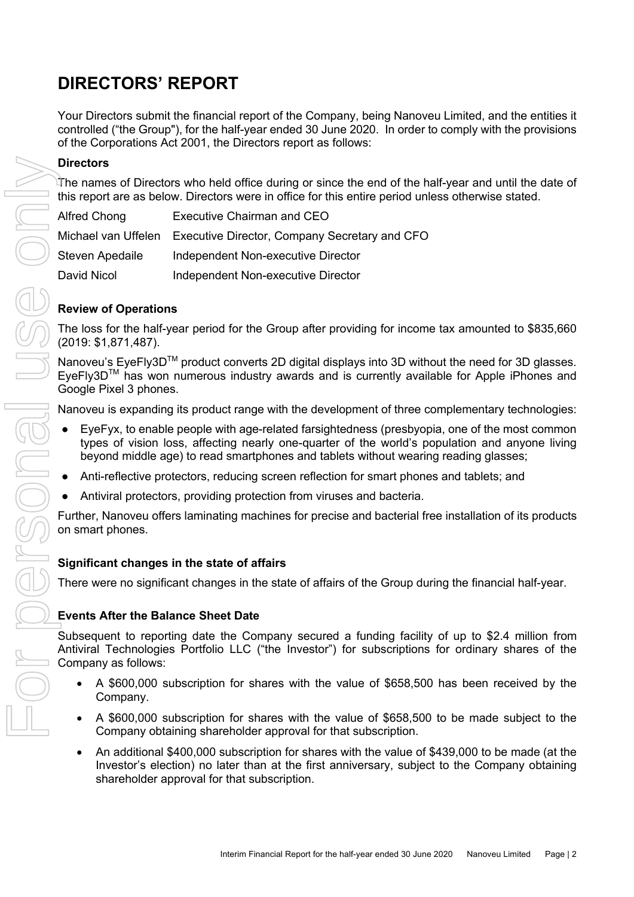# DIRECTORS' REPORT

Your Directors submit the financial report of the Company, being Nanoveu Limited, and the entities it controlled ("the Group"), for the half-year ended 30 June 2020. In order to comply with the provisions of the Corporations Act 2001, the Directors report as follows:

**Directors**

The names of Directors who held office during or since the end of the half-year and until the date of this report are as below. Directors were in office for this entire period unless otherwise stated.

| | |
|---|---|
| Alfred Chong | Executive Chairman and CEO |
| Michael van Uffelen | Executive Director, Company Secretary and CFO |
| Steven Apedaile | Independent Non-executive Director |
| David Nicol | Independent Non-executive Director |

**Review of Operations**

The loss for the half-year period for the Group after providing for income tax amounted to $835,660 (2019: $1,871,487).

Nanoveu's EyeFly3D™ product converts 2D digital displays into 3D without the need for 3D glasses. EyeFly3D™ has won numerous industry awards and is currently available for Apple iPhones and Google Pixel 3 phones.

Nanoveu is expanding its product range with the development of three complementary technologies:

- EyeFyx, to enable people with age-related farsightedness (presbyopia, one of the most common types of vision loss, affecting nearly one-quarter of the world's population and anyone living beyond middle age) to read smartphones and tablets without wearing reading glasses;
- Anti-reflective protectors, reducing screen reflection for smart phones and tablets; and
- Antiviral protectors, providing protection from viruses and bacteria.

Further, Nanoveu offers laminating machines for precise and bacterial free installation of its products on smart phones.

**Significant changes in the state of affairs**

There were no significant changes in the state of affairs of the Group during the financial half-year.

**Events After the Balance Sheet Date**

Subsequent to reporting date the Company secured a funding facility of up to $2.4 million from Antiviral Technologies Portfolio LLC ("the Investor") for subscriptions for ordinary shares of the Company as follows:

- A $600,000 subscription for shares with the value of $658,500 has been received by the Company.
- A $600,000 subscription for shares with the value of $658,500 to be made subject to the Company obtaining shareholder approval for that subscription.
- An additional $400,000 subscription for shares with the value of $439,000 to be made (at the Investor's election) no later than at the first anniversary, subject to the Company obtaining shareholder approval for that subscription.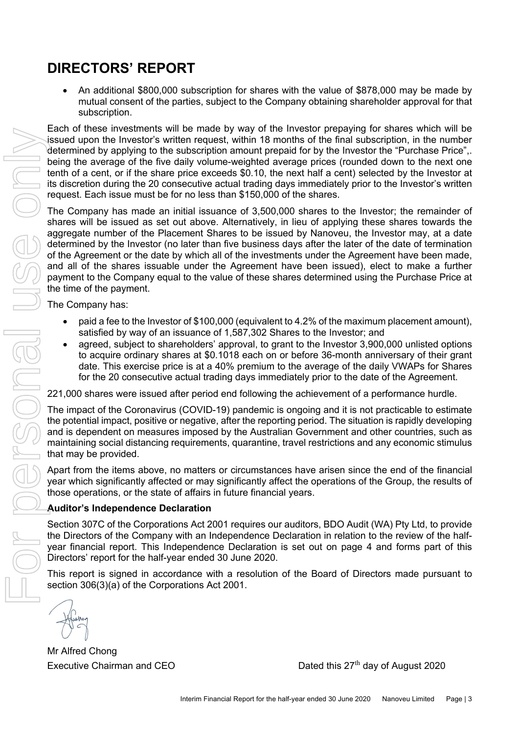# DIRECTORS' REPORT

- An additional $800,000 subscription for shares with the value of $878,000 may be made by mutual consent of the parties, subject to the Company obtaining shareholder approval for that subscription.

Each of these investments will be made by way of the Investor prepaying for shares which will be issued upon the Investor's written request, within 18 months of the final subscription, in the number determined by applying to the subscription amount prepaid for by the Investor the "Purchase Price",. being the average of the five daily volume-weighted average prices (rounded down to the next one tenth of a cent, or if the share price exceeds $0.10, the next half a cent) selected by the Investor at its discretion during the 20 consecutive actual trading days immediately prior to the Investor's written request. Each issue must be for no less than $150,000 of the shares.

The Company has made an initial issuance of 3,500,000 shares to the Investor; the remainder of shares will be issued as set out above. Alternatively, in lieu of applying these shares towards the aggregate number of the Placement Shares to be issued by Nanoveu, the Investor may, at a date determined by the Investor (no later than five business days after the later of the date of termination of the Agreement or the date by which all of the investments under the Agreement have been made, and all of the shares issuable under the Agreement have been issued), elect to make a further payment to the Company equal to the value of these shares determined using the Purchase Price at the time of the payment.

The Company has:

- paid a fee to the Investor of $100,000 (equivalent to 4.2% of the maximum placement amount), satisfied by way of an issuance of 1,587,302 Shares to the Investor; and
- agreed, subject to shareholders' approval, to grant to the Investor 3,900,000 unlisted options to acquire ordinary shares at $0.1018 each on or before 36-month anniversary of their grant date. This exercise price is at a 40% premium to the average of the daily VWAPs for Shares for the 20 consecutive actual trading days immediately prior to the date of the Agreement.

221,000 shares were issued after period end following the achievement of a performance hurdle.

The impact of the Coronavirus (COVID-19) pandemic is ongoing and it is not practicable to estimate the potential impact, positive or negative, after the reporting period. The situation is rapidly developing and is dependent on measures imposed by the Australian Government and other countries, such as maintaining social distancing requirements, quarantine, travel restrictions and any economic stimulus that may be provided.

Apart from the items above, no matters or circumstances have arisen since the end of the financial year which significantly affected or may significantly affect the operations of the Group, the results of those operations, or the state of affairs in future financial years.

### Auditor's Independence Declaration

Section 307C of the Corporations Act 2001 requires our auditors, BDO Audit (WA) Pty Ltd, to provide the Directors of the Company with an Independence Declaration in relation to the review of the half-year financial report. This Independence Declaration is set out on page 4 and forms part of this Directors' report for the half-year ended 30 June 2020.

This report is signed in accordance with a resolution of the Board of Directors made pursuant to section 306(3)(a) of the Corporations Act 2001.

Mr Alfred Chong
Executive Chairman and CEO

Dated this 27th day of August 2020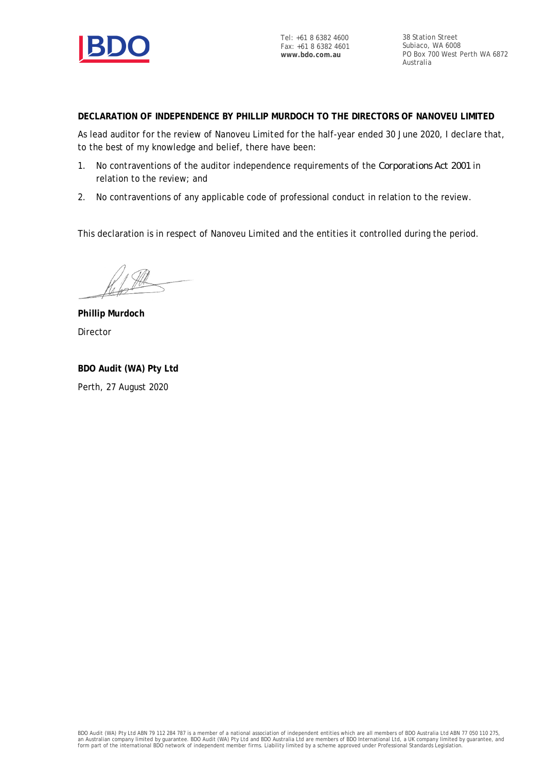Tel: +61 8 6382 4600
Fax: +61 8 6382 4601
**www.bdo.com.au**

38 Station Street
Subiaco, WA 6008
PO Box 700 West Perth WA 6872
Australia

**DECLARATION OF INDEPENDENCE BY PHILLIP MURDOCH TO THE DIRECTORS OF NANOVEU LIMITED**

As lead auditor for the review of Nanoveu Limited for the half-year ended 30 June 2020, I declare that, to the best of my knowledge and belief, there have been:

1. No contraventions of the auditor independence requirements of the *Corporations Act 2001* in relation to the review; and
2. No contraventions of any applicable code of professional conduct in relation to the review.

This declaration is in respect of Nanoveu Limited and the entities it controlled during the period.

**Phillip Murdoch**
Director

**BDO Audit (WA) Pty Ltd**
Perth, 27 August 2020

BDO Audit (WA) Pty Ltd ABN 79 112 284 787 is a member of a national association of independent entities which are all members of BDO Australia Ltd ABN 77 050 110 275, an Australian company limited by guarantee. BDO Audit (WA) Pty Ltd and BDO Australia Ltd are members of BDO International Ltd, a UK company limited by guarantee, and form part of the international BDO network of independent member firms. Liability limited by a scheme approved under Professional Standards Legislation.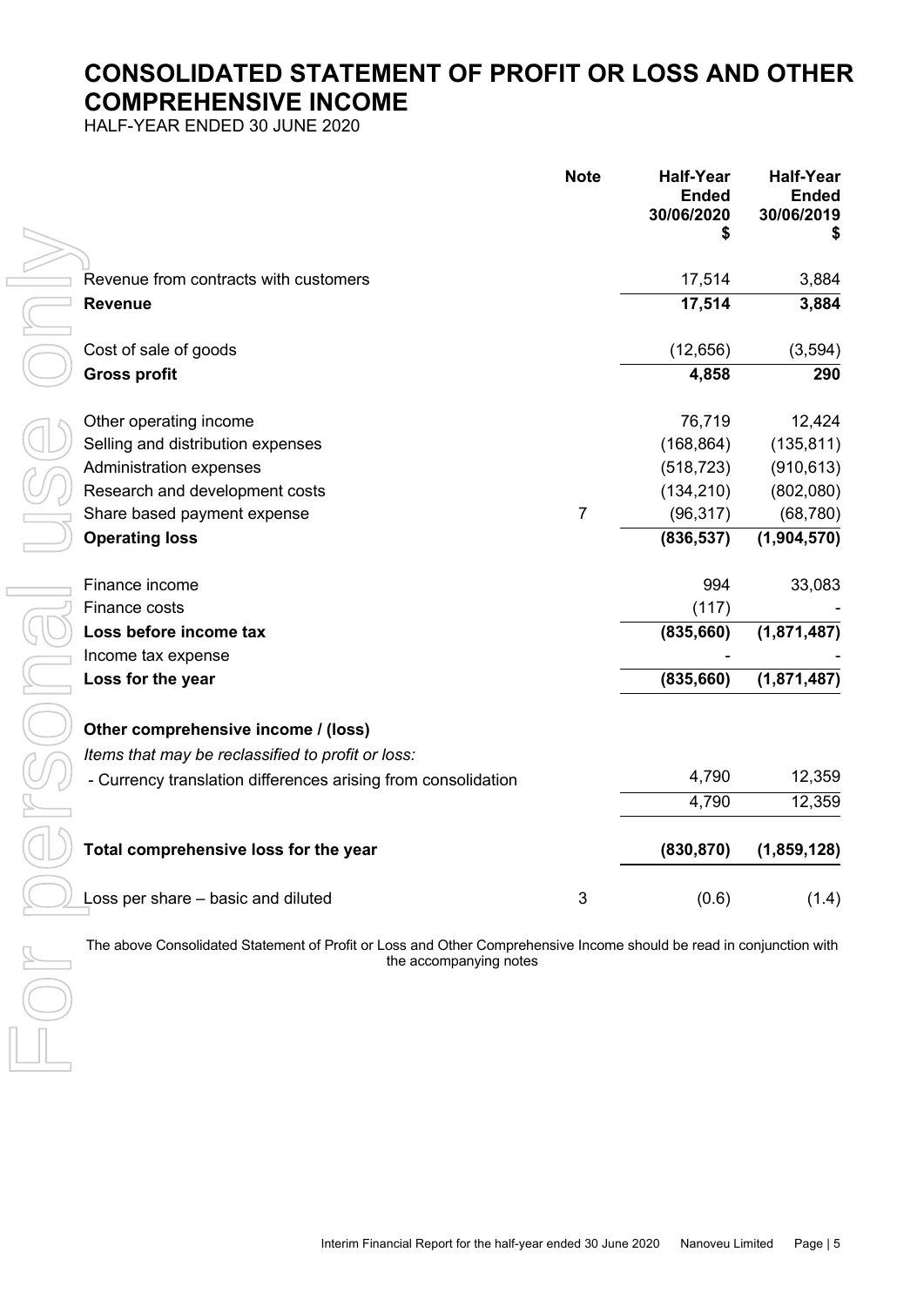# CONSOLIDATED STATEMENT OF PROFIT OR LOSS AND OTHER COMPREHENSIVE INCOME

HALF-YEAR ENDED 30 JUNE 2020

| | Note | Half-Year Ended 30/06/2020 $ | Half-Year Ended 30/06/2019 $ |
|---|---|---|---|
| Revenue from contracts with customers | | 17,514 | 3,884 |
| **Revenue** | | **17,514** | **3,884** |
| Cost of sale of goods | | (12,656) | (3,594) |
| **Gross profit** | | **4,858** | **290** |
| Other operating income | | 76,719 | 12,424 |
| Selling and distribution expenses | | (168,864) | (135,811) |
| Administration expenses | | (518,723) | (910,613) |
| Research and development costs | | (134,210) | (802,080) |
| Share based payment expense | 7 | (96,317) | (68,780) |
| **Operating loss** | | **(836,537)** | **(1,904,570)** |
| Finance income | | 994 | 33,083 |
| Finance costs | | (117) | - |
| **Loss before income tax** | | **(835,660)** | **(1,871,487)** |
| Income tax expense | | - | - |
| **Loss for the year** | | **(835,660)** | **(1,871,487)** |
| **Other comprehensive income / (loss)** | | | |
| *Items that may be reclassified to profit or loss:* | | | |
| - Currency translation differences arising from consolidation | | 4,790 | 12,359 |
| | | 4,790 | 12,359 |
| **Total comprehensive loss for the year** | | **(830,870)** | **(1,859,128)** |
| Loss per share – basic and diluted | 3 | (0.6) | (1.4) |

The above Consolidated Statement of Profit or Loss and Other Comprehensive Income should be read in conjunction with the accompanying notes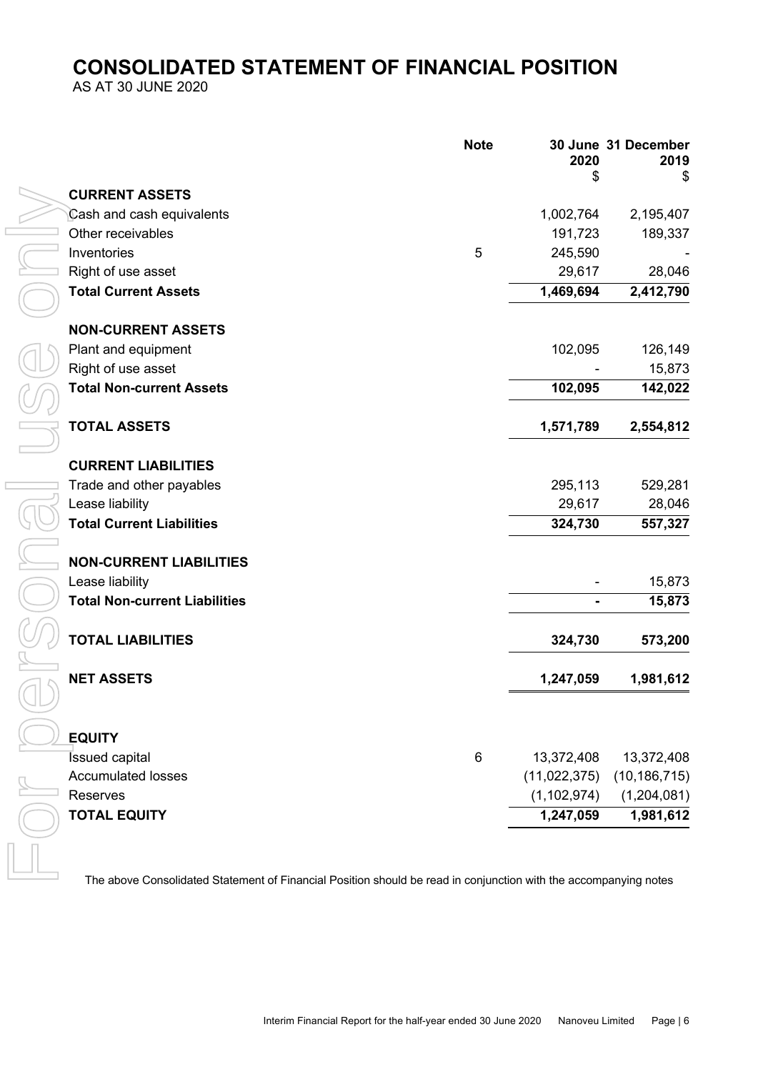# CONSOLIDATED STATEMENT OF FINANCIAL POSITION

AS AT 30 JUNE 2020

| | Note | 30 June 2020 $ | 31 December 2019 $ |
|---|---|---|---|
| **CURRENT ASSETS** | | | |
| Cash and cash equivalents | | 1,002,764 | 2,195,407 |
| Other receivables | | 191,723 | 189,337 |
| Inventories | 5 | 245,590 | - |
| Right of use asset | | 29,617 | 28,046 |
| **Total Current Assets** | | **1,469,694** | **2,412,790** |
| **NON-CURRENT ASSETS** | | | |
| Plant and equipment | | 102,095 | 126,149 |
| Right of use asset | | - | 15,873 |
| **Total Non-current Assets** | | **102,095** | **142,022** |
| **TOTAL ASSETS** | | **1,571,789** | **2,554,812** |
| **CURRENT LIABILITIES** | | | |
| Trade and other payables | | 295,113 | 529,281 |
| Lease liability | | 29,617 | 28,046 |
| **Total Current Liabilities** | | **324,730** | **557,327** |
| **NON-CURRENT LIABILITIES** | | | |
| Lease liability | | - | 15,873 |
| **Total Non-current Liabilities** | | **-** | **15,873** |
| **TOTAL LIABILITIES** | | **324,730** | **573,200** |
| **NET ASSETS** | | **1,247,059** | **1,981,612** |
| **EQUITY** | | | |
| Issued capital | 6 | 13,372,408 | 13,372,408 |
| Accumulated losses | | (11,022,375) | (10,186,715) |
| Reserves | | (1,102,974) | (1,204,081) |
| **TOTAL EQUITY** | | **1,247,059** | **1,981,612** |

The above Consolidated Statement of Financial Position should be read in conjunction with the accompanying notes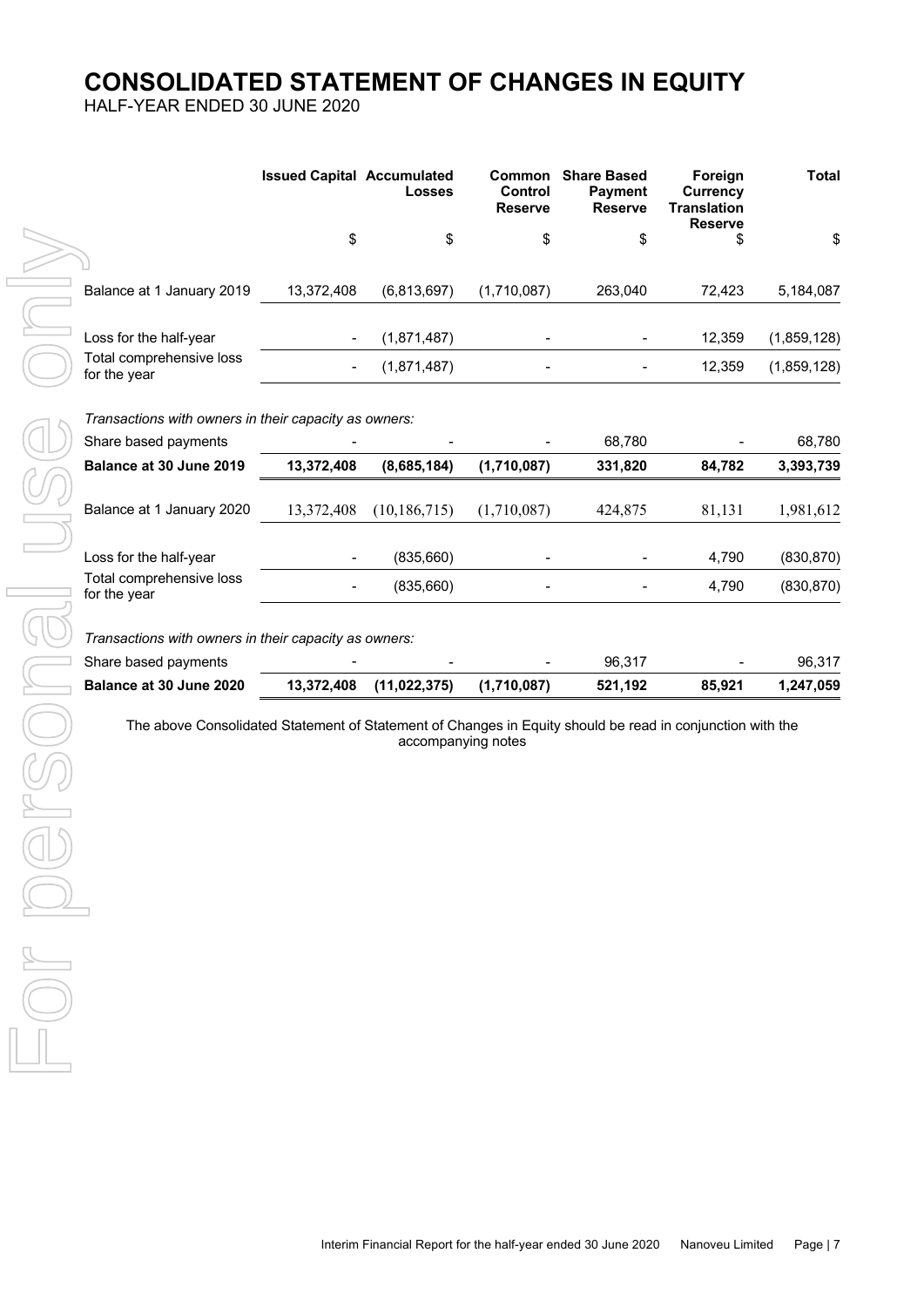# CONSOLIDATED STATEMENT OF CHANGES IN EQUITY

HALF-YEAR ENDED 30 JUNE 2020

| | Issued Capital | Accumulated Losses | Common Control Reserve | Share Based Payment Reserve | Foreign Currency Translation Reserve | Total |
|---|---|---|---|---|---|---|
| | $ | $ | $ | $ | $ | $ |
| Balance at 1 January 2019 | 13,372,408 | (6,813,697) | (1,710,087) | 263,040 | 72,423 | 5,184,087 |
| Loss for the half-year | - | (1,871,487) | - | - | 12,359 | (1,859,128) |
| Total comprehensive loss for the year | - | (1,871,487) | - | - | 12,359 | (1,859,128) |
| *Transactions with owners in their capacity as owners:* | | | | | | |
| Share based payments | - | - | - | 68,780 | - | 68,780 |
| **Balance at 30 June 2019** | **13,372,408** | **(8,685,184)** | **(1,710,087)** | **331,820** | **84,782** | **3,393,739** |
| Balance at 1 January 2020 | 13,372,408 | (10,186,715) | (1,710,087) | 424,875 | 81,131 | 1,981,612 |
| Loss for the half-year | - | (835,660) | - | - | 4,790 | (830,870) |
| Total comprehensive loss for the year | - | (835,660) | - | - | 4,790 | (830,870) |
| *Transactions with owners in their capacity as owners:* | | | | | | |
| Share based payments | - | - | - | 96,317 | - | 96,317 |
| **Balance at 30 June 2020** | **13,372,408** | **(11,022,375)** | **(1,710,087)** | **521,192** | **85,921** | **1,247,059** |

The above Consolidated Statement of Statement of Changes in Equity should be read in conjunction with the accompanying notes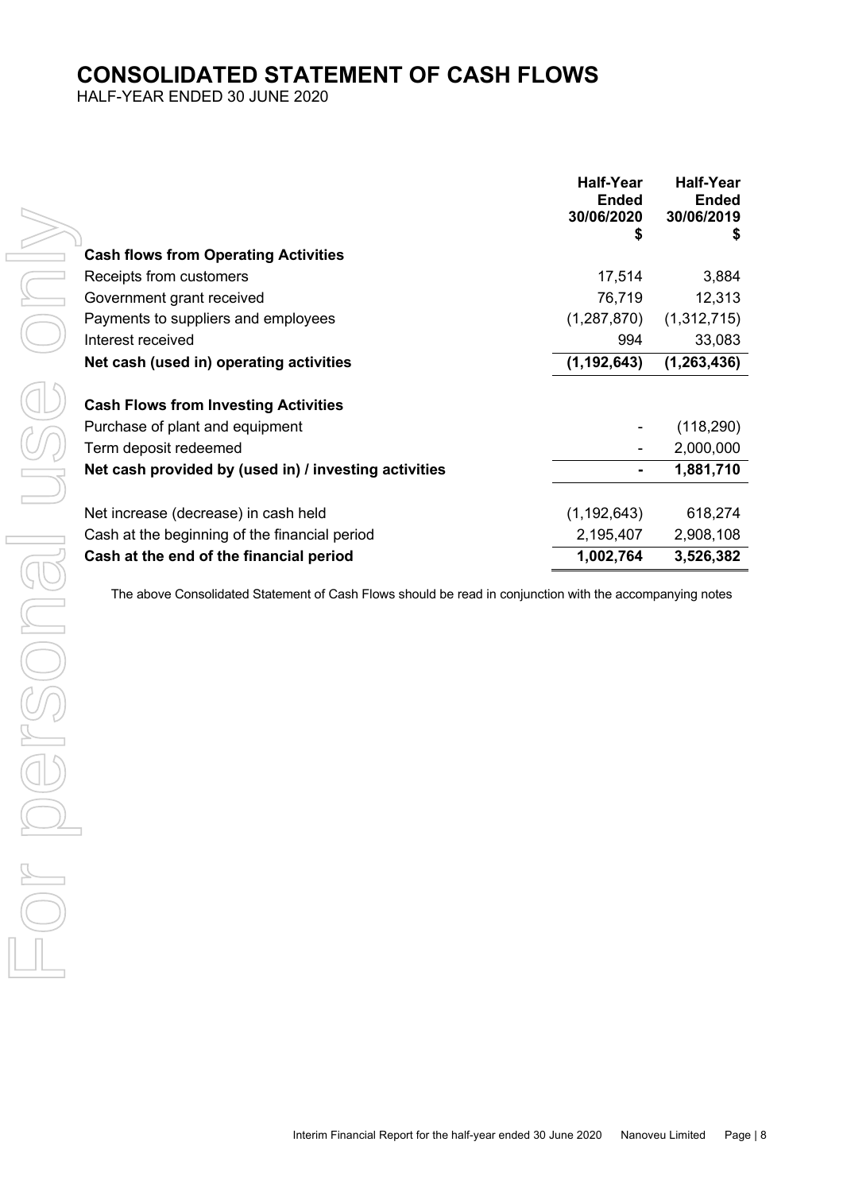# CONSOLIDATED STATEMENT OF CASH FLOWS

HALF-YEAR ENDED 30 JUNE 2020

| | Half-Year Ended 30/06/2020 $ | Half-Year Ended 30/06/2019 $ |
|---|---|---|
| **Cash flows from Operating Activities** | | |
| Receipts from customers | 17,514 | 3,884 |
| Government grant received | 76,719 | 12,313 |
| Payments to suppliers and employees | (1,287,870) | (1,312,715) |
| Interest received | 994 | 33,083 |
| **Net cash (used in) operating activities** | **(1,192,643)** | **(1,263,436)** |
| | | |
| **Cash Flows from Investing Activities** | | |
| Purchase of plant and equipment | - | (118,290) |
| Term deposit redeemed | - | 2,000,000 |
| **Net cash provided by (used in) / investing activities** | **-** | **1,881,710** |
| | | |
| Net increase (decrease) in cash held | (1,192,643) | 618,274 |
| Cash at the beginning of the financial period | 2,195,407 | 2,908,108 |
| **Cash at the end of the financial period** | **1,002,764** | **3,526,382** |

The above Consolidated Statement of Cash Flows should be read in conjunction with the accompanying notes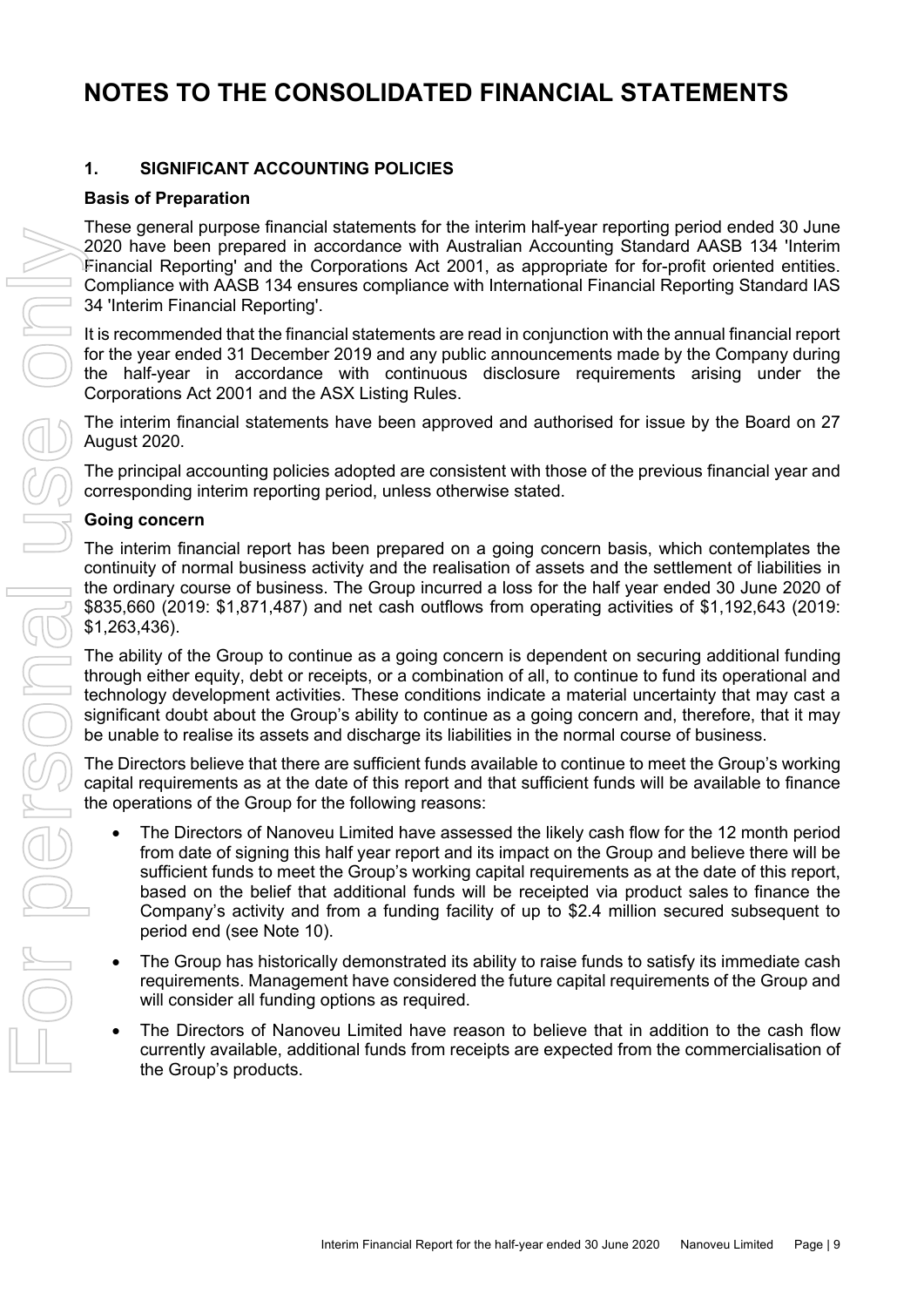# NOTES TO THE CONSOLIDATED FINANCIAL STATEMENTS

## 1. SIGNIFICANT ACCOUNTING POLICIES

### Basis of Preparation

These general purpose financial statements for the interim half-year reporting period ended 30 June 2020 have been prepared in accordance with Australian Accounting Standard AASB 134 'Interim Financial Reporting' and the Corporations Act 2001, as appropriate for for-profit oriented entities. Compliance with AASB 134 ensures compliance with International Financial Reporting Standard IAS 34 'Interim Financial Reporting'.

It is recommended that the financial statements are read in conjunction with the annual financial report for the year ended 31 December 2019 and any public announcements made by the Company during the half-year in accordance with continuous disclosure requirements arising under the Corporations Act 2001 and the ASX Listing Rules.

The interim financial statements have been approved and authorised for issue by the Board on 27 August 2020.

The principal accounting policies adopted are consistent with those of the previous financial year and corresponding interim reporting period, unless otherwise stated.

### Going concern

The interim financial report has been prepared on a going concern basis, which contemplates the continuity of normal business activity and the realisation of assets and the settlement of liabilities in the ordinary course of business. The Group incurred a loss for the half year ended 30 June 2020 of $835,660 (2019: $1,871,487) and net cash outflows from operating activities of $1,192,643 (2019: $1,263,436).

The ability of the Group to continue as a going concern is dependent on securing additional funding through either equity, debt or receipts, or a combination of all, to continue to fund its operational and technology development activities. These conditions indicate a material uncertainty that may cast a significant doubt about the Group's ability to continue as a going concern and, therefore, that it may be unable to realise its assets and discharge its liabilities in the normal course of business.

The Directors believe that there are sufficient funds available to continue to meet the Group's working capital requirements as at the date of this report and that sufficient funds will be available to finance the operations of the Group for the following reasons:

- The Directors of Nanoveu Limited have assessed the likely cash flow for the 12 month period from date of signing this half year report and its impact on the Group and believe there will be sufficient funds to meet the Group's working capital requirements as at the date of this report, based on the belief that additional funds will be receipted via product sales to finance the Company's activity and from a funding facility of up to $2.4 million secured subsequent to period end (see Note 10).
- The Group has historically demonstrated its ability to raise funds to satisfy its immediate cash requirements. Management have considered the future capital requirements of the Group and will consider all funding options as required.
- The Directors of Nanoveu Limited have reason to believe that in addition to the cash flow currently available, additional funds from receipts are expected from the commercialisation of the Group's products.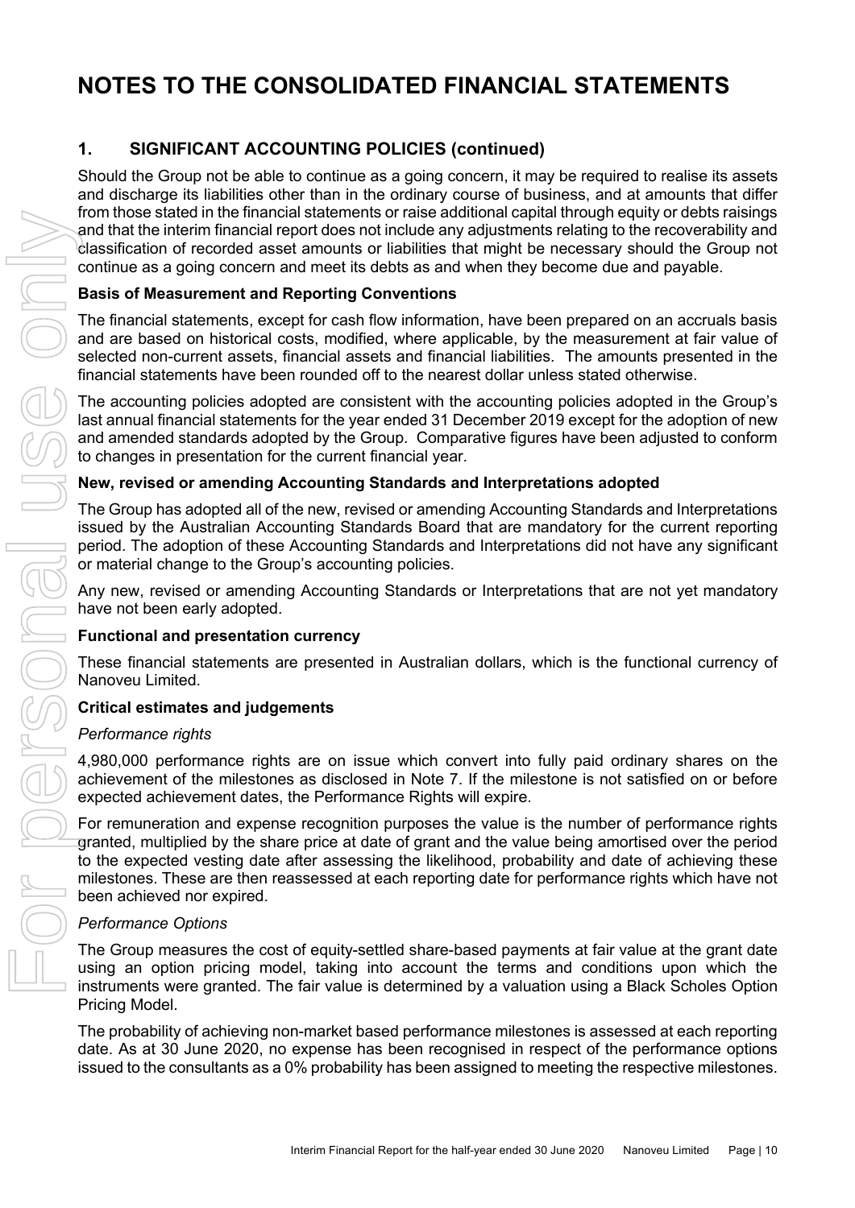# NOTES TO THE CONSOLIDATED FINANCIAL STATEMENTS

## 1. SIGNIFICANT ACCOUNTING POLICIES (continued)

Should the Group not be able to continue as a going concern, it may be required to realise its assets and discharge its liabilities other than in the ordinary course of business, and at amounts that differ from those stated in the financial statements or raise additional capital through equity or debts raisings and that the interim financial report does not include any adjustments relating to the recoverability and classification of recorded asset amounts or liabilities that might be necessary should the Group not continue as a going concern and meet its debts as and when they become due and payable.

### Basis of Measurement and Reporting Conventions

The financial statements, except for cash flow information, have been prepared on an accruals basis and are based on historical costs, modified, where applicable, by the measurement at fair value of selected non-current assets, financial assets and financial liabilities. The amounts presented in the financial statements have been rounded off to the nearest dollar unless stated otherwise.

The accounting policies adopted are consistent with the accounting policies adopted in the Group's last annual financial statements for the year ended 31 December 2019 except for the adoption of new and amended standards adopted by the Group. Comparative figures have been adjusted to conform to changes in presentation for the current financial year.

### New, revised or amending Accounting Standards and Interpretations adopted

The Group has adopted all of the new, revised or amending Accounting Standards and Interpretations issued by the Australian Accounting Standards Board that are mandatory for the current reporting period. The adoption of these Accounting Standards and Interpretations did not have any significant or material change to the Group's accounting policies.

Any new, revised or amending Accounting Standards or Interpretations that are not yet mandatory have not been early adopted.

### Functional and presentation currency

These financial statements are presented in Australian dollars, which is the functional currency of Nanoveu Limited.

### Critical estimates and judgements

*Performance rights*

4,980,000 performance rights are on issue which convert into fully paid ordinary shares on the achievement of the milestones as disclosed in Note 7. If the milestone is not satisfied on or before expected achievement dates, the Performance Rights will expire.

For remuneration and expense recognition purposes the value is the number of performance rights granted, multiplied by the share price at date of grant and the value being amortised over the period to the expected vesting date after assessing the likelihood, probability and date of achieving these milestones. These are then reassessed at each reporting date for performance rights which have not been achieved nor expired.

*Performance Options*

The Group measures the cost of equity-settled share-based payments at fair value at the grant date using an option pricing model, taking into account the terms and conditions upon which the instruments were granted. The fair value is determined by a valuation using a Black Scholes Option Pricing Model.

The probability of achieving non-market based performance milestones is assessed at each reporting date. As at 30 June 2020, no expense has been recognised in respect of the performance options issued to the consultants as a 0% probability has been assigned to meeting the respective milestones.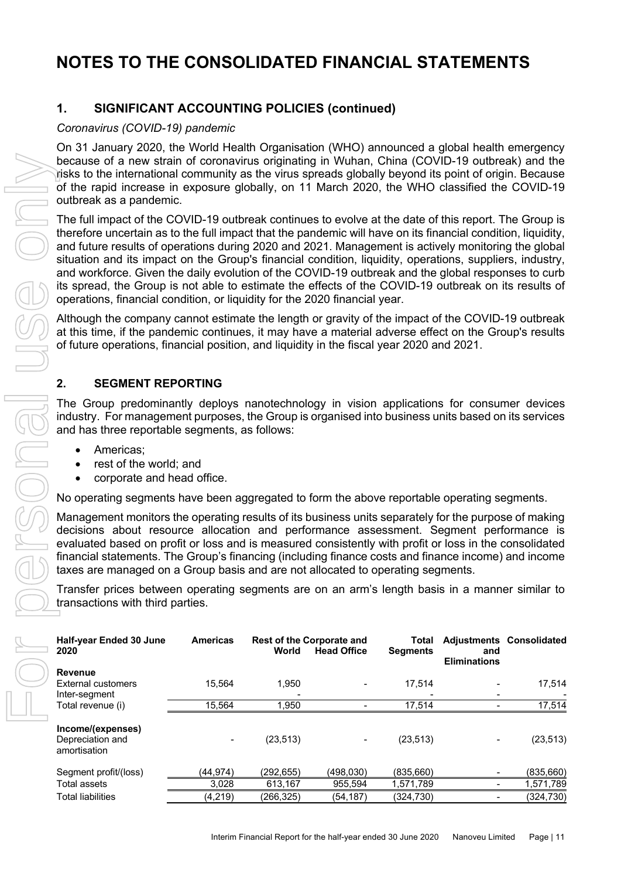# NOTES TO THE CONSOLIDATED FINANCIAL STATEMENTS

## 1. SIGNIFICANT ACCOUNTING POLICIES (continued)

*Coronavirus (COVID-19) pandemic*

On 31 January 2020, the World Health Organisation (WHO) announced a global health emergency because of a new strain of coronavirus originating in Wuhan, China (COVID-19 outbreak) and the risks to the international community as the virus spreads globally beyond its point of origin. Because of the rapid increase in exposure globally, on 11 March 2020, the WHO classified the COVID-19 outbreak as a pandemic.

The full impact of the COVID-19 outbreak continues to evolve at the date of this report. The Group is therefore uncertain as to the full impact that the pandemic will have on its financial condition, liquidity, and future results of operations during 2020 and 2021. Management is actively monitoring the global situation and its impact on the Group's financial condition, liquidity, operations, suppliers, industry, and workforce. Given the daily evolution of the COVID-19 outbreak and the global responses to curb its spread, the Group is not able to estimate the effects of the COVID-19 outbreak on its results of operations, financial condition, or liquidity for the 2020 financial year.

Although the company cannot estimate the length or gravity of the impact of the COVID-19 outbreak at this time, if the pandemic continues, it may have a material adverse effect on the Group's results of future operations, financial position, and liquidity in the fiscal year 2020 and 2021.

## 2. SEGMENT REPORTING

The Group predominantly deploys nanotechnology in vision applications for consumer devices industry. For management purposes, the Group is organised into business units based on its services and has three reportable segments, as follows:

- Americas;
- rest of the world; and
- corporate and head office.

No operating segments have been aggregated to form the above reportable operating segments.

Management monitors the operating results of its business units separately for the purpose of making decisions about resource allocation and performance assessment. Segment performance is evaluated based on profit or loss and is measured consistently with profit or loss in the consolidated financial statements. The Group's financing (including finance costs and finance income) and income taxes are managed on a Group basis and are not allocated to operating segments.

Transfer prices between operating segments are on an arm's length basis in a manner similar to transactions with third parties.

| Half-year Ended 30 June 2020 | Americas | Rest of the World | Corporate and Head Office | Total Segments | Adjustments and Eliminations | Consolidated |
|---|---|---|---|---|---|---|
| **Revenue** | | | | | | |
| External customers | 15,564 | 1,950 | - | 17,514 | - | 17,514 |
| Inter-segment | | - | | - | - | - |
| Total revenue (i) | 15,564 | 1,950 | - | 17,514 | - | 17,514 |
| **Income/(expenses)** | | | | | | |
| Depreciation and amortisation | - | (23,513) | - | (23,513) | - | (23,513) |
| Segment profit/(loss) | (44,974) | (292,655) | (498,030) | (835,660) | - | (835,660) |
| Total assets | 3,028 | 613,167 | 955,594 | 1,571,789 | - | 1,571,789 |
| Total liabilities | (4,219) | (266,325) | (54,187) | (324,730) | - | (324,730) |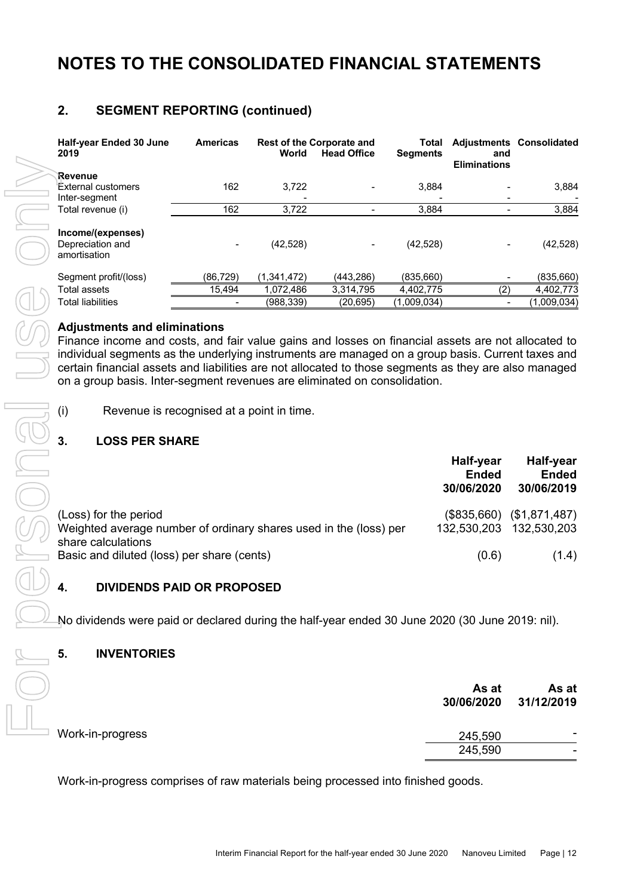# NOTES TO THE CONSOLIDATED FINANCIAL STATEMENTS

## 2. SEGMENT REPORTING (continued)

| Half-year Ended 30 June 2019 | Americas | Rest of the World | Corporate and Head Office | Total Segments | Adjustments and Eliminations | Consolidated |
|---|---|---|---|---|---|---|
| **Revenue** | | | | | | |
| External customers | 162 | 3,722 | - | 3,884 | - | 3,884 |
| Inter-segment | | - | | - | - | - |
| Total revenue (i) | 162 | 3,722 | - | 3,884 | - | 3,884 |
| **Income/(expenses)** | | | | | | |
| Depreciation and amortisation | - | (42,528) | - | (42,528) | - | (42,528) |
| Segment profit/(loss) | (86,729) | (1,341,472) | (443,286) | (835,660) | - | (835,660) |
| Total assets | 15,494 | 1,072,486 | 3,314,795 | 4,402,775 | (2) | 4,402,773 |
| Total liabilities | - | (988,339) | (20,695) | (1,009,034) | - | (1,009,034) |

### Adjustments and eliminations

Finance income and costs, and fair value gains and losses on financial assets are not allocated to individual segments as the underlying instruments are managed on a group basis. Current taxes and certain financial assets and liabilities are not allocated to those segments as they are also managed on a group basis. Inter-segment revenues are eliminated on consolidation.

(i) Revenue is recognised at a point in time.

## 3. LOSS PER SHARE

| | Half-year Ended 30/06/2020 | Half-year Ended 30/06/2019 |
|---|---|---|
| (Loss) for the period | ($835,660) | ($1,871,487) |
| Weighted average number of ordinary shares used in the (loss) per share calculations | 132,530,203 | 132,530,203 |
| Basic and diluted (loss) per share (cents) | (0.6) | (1.4) |

## 4. DIVIDENDS PAID OR PROPOSED

No dividends were paid or declared during the half-year ended 30 June 2020 (30 June 2019: nil).

## 5. INVENTORIES

| | As at 30/06/2020 | As at 31/12/2019 |
|---|---|---|
| Work-in-progress | 245,590 | - |
| | 245,590 | - |

Work-in-progress comprises of raw materials being processed into finished goods.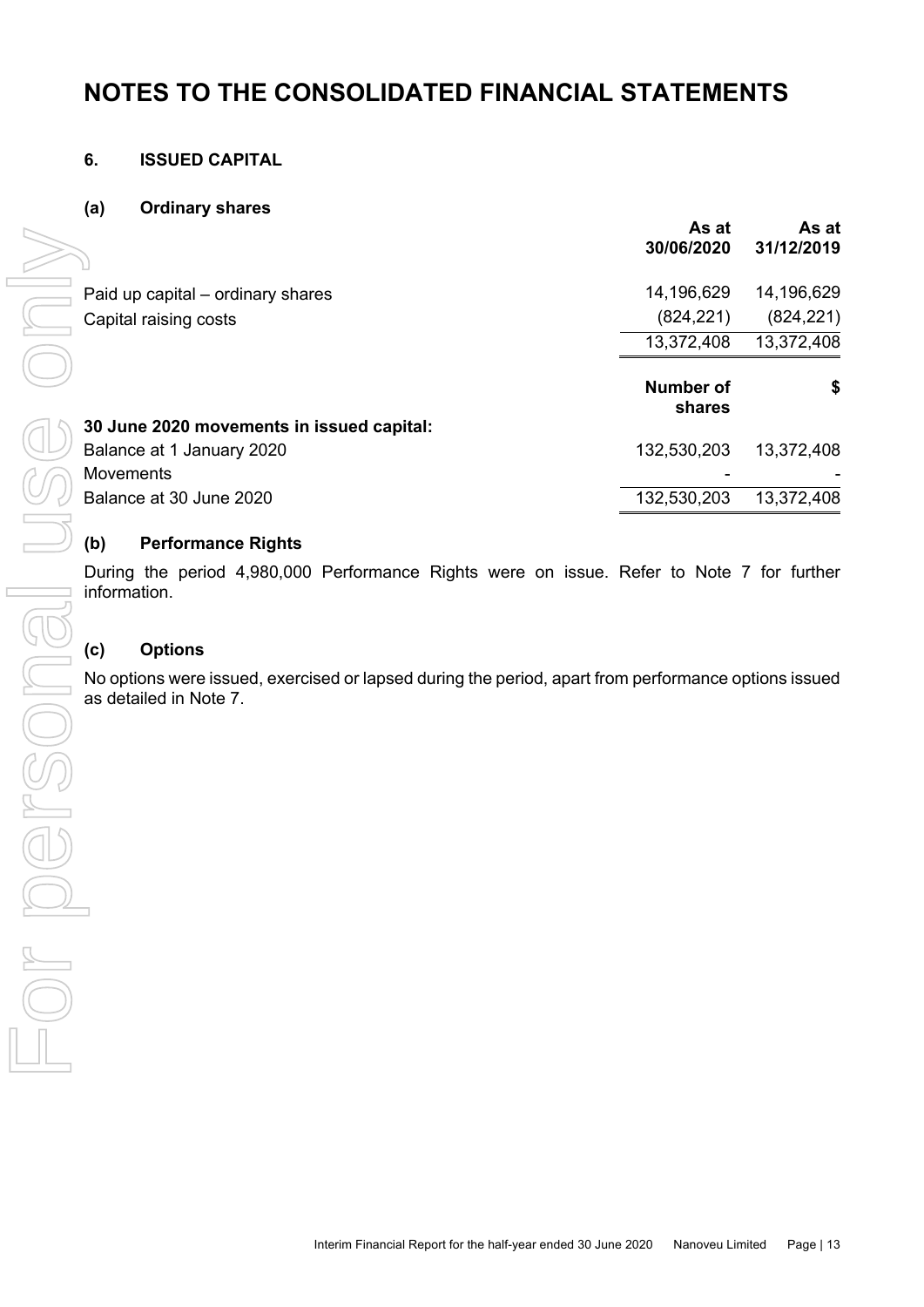# NOTES TO THE CONSOLIDATED FINANCIAL STATEMENTS

## 6. ISSUED CAPITAL

### (a) Ordinary shares

| | As at 30/06/2020 | As at 31/12/2019 |
|---|---|---|
| Paid up capital – ordinary shares | 14,196,629 | 14,196,629 |
| Capital raising costs | (824,221) | (824,221) |
| | 13,372,408 | 13,372,408 |

| 30 June 2020 movements in issued capital: | Number of shares | $ |
|---|---|---|
| Balance at 1 January 2020 | 132,530,203 | 13,372,408 |
| Movements | - | - |
| Balance at 30 June 2020 | 132,530,203 | 13,372,408 |

### (b) Performance Rights

During the period 4,980,000 Performance Rights were on issue. Refer to Note 7 for further information.

### (c) Options

No options were issued, exercised or lapsed during the period, apart from performance options issued as detailed in Note 7.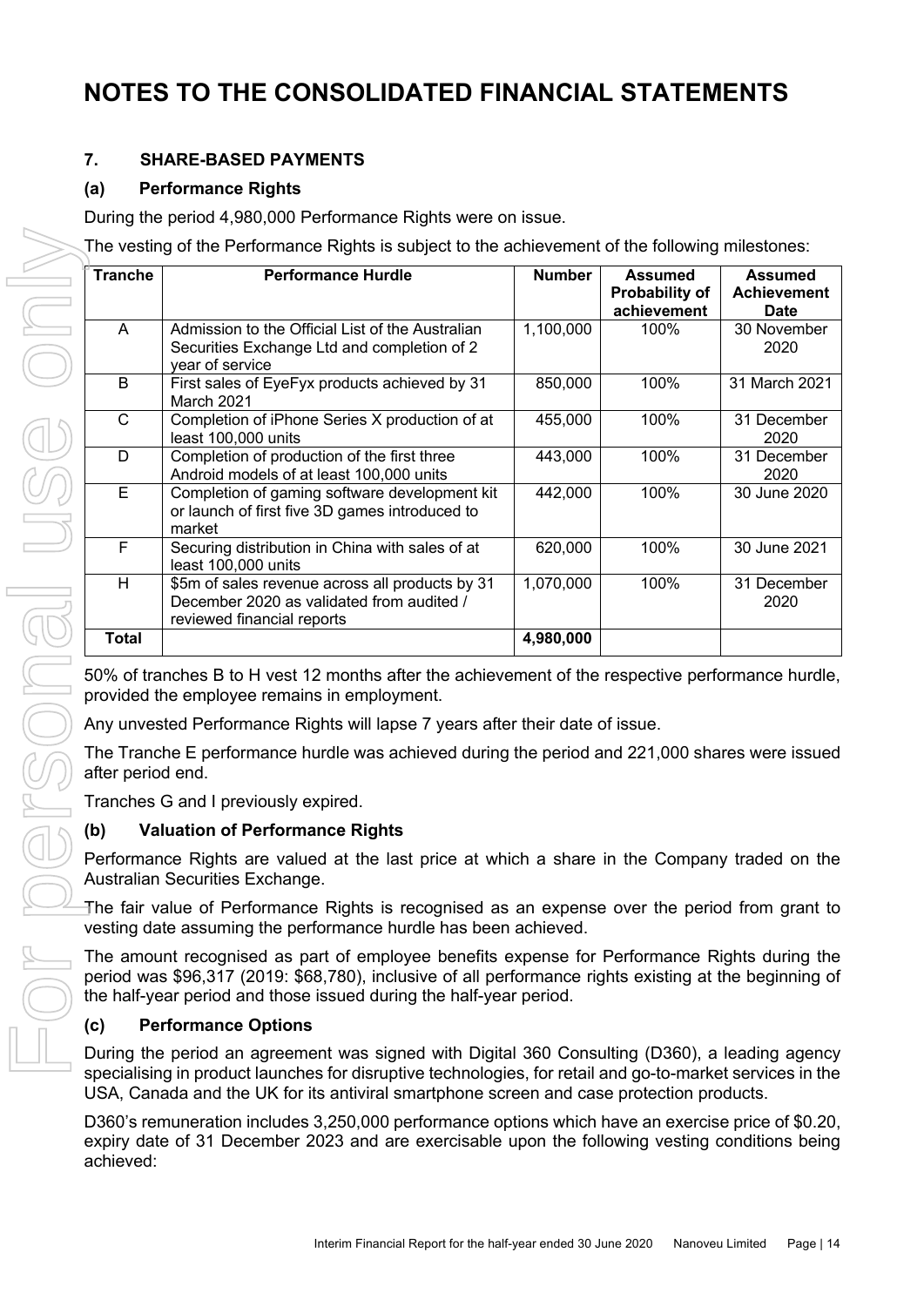# NOTES TO THE CONSOLIDATED FINANCIAL STATEMENTS

### 7. SHARE-BASED PAYMENTS

#### (a) Performance Rights

During the period 4,980,000 Performance Rights were on issue.

The vesting of the Performance Rights is subject to the achievement of the following milestones:

| Tranche | Performance Hurdle | Number | Assumed Probability of achievement | Assumed Achievement Date |
|---|---|---|---|---|
| A | Admission to the Official List of the Australian Securities Exchange Ltd and completion of 2 year of service | 1,100,000 | 100% | 30 November 2020 |
| B | First sales of EyeFyx products achieved by 31 March 2021 | 850,000 | 100% | 31 March 2021 |
| C | Completion of iPhone Series X production of at least 100,000 units | 455,000 | 100% | 31 December 2020 |
| D | Completion of production of the first three Android models of at least 100,000 units | 443,000 | 100% | 31 December 2020 |
| E | Completion of gaming software development kit or launch of first five 3D games introduced to market | 442,000 | 100% | 30 June 2020 |
| F | Securing distribution in China with sales of at least 100,000 units | 620,000 | 100% | 30 June 2021 |
| H | $5m of sales revenue across all products by 31 December 2020 as validated from audited / reviewed financial reports | 1,070,000 | 100% | 31 December 2020 |
| **Total** | | **4,980,000** | | |

50% of tranches B to H vest 12 months after the achievement of the respective performance hurdle, provided the employee remains in employment.

Any unvested Performance Rights will lapse 7 years after their date of issue.

The Tranche E performance hurdle was achieved during the period and 221,000 shares were issued after period end.

Tranches G and I previously expired.

#### (b) Valuation of Performance Rights

Performance Rights are valued at the last price at which a share in the Company traded on the Australian Securities Exchange.

The fair value of Performance Rights is recognised as an expense over the period from grant to vesting date assuming the performance hurdle has been achieved.

The amount recognised as part of employee benefits expense for Performance Rights during the period was $96,317 (2019: $68,780), inclusive of all performance rights existing at the beginning of the half-year period and those issued during the half-year period.

#### (c) Performance Options

During the period an agreement was signed with Digital 360 Consulting (D360), a leading agency specialising in product launches for disruptive technologies, for retail and go-to-market services in the USA, Canada and the UK for its antiviral smartphone screen and case protection products.

D360's remuneration includes 3,250,000 performance options which have an exercise price of $0.20, expiry date of 31 December 2023 and are exercisable upon the following vesting conditions being achieved: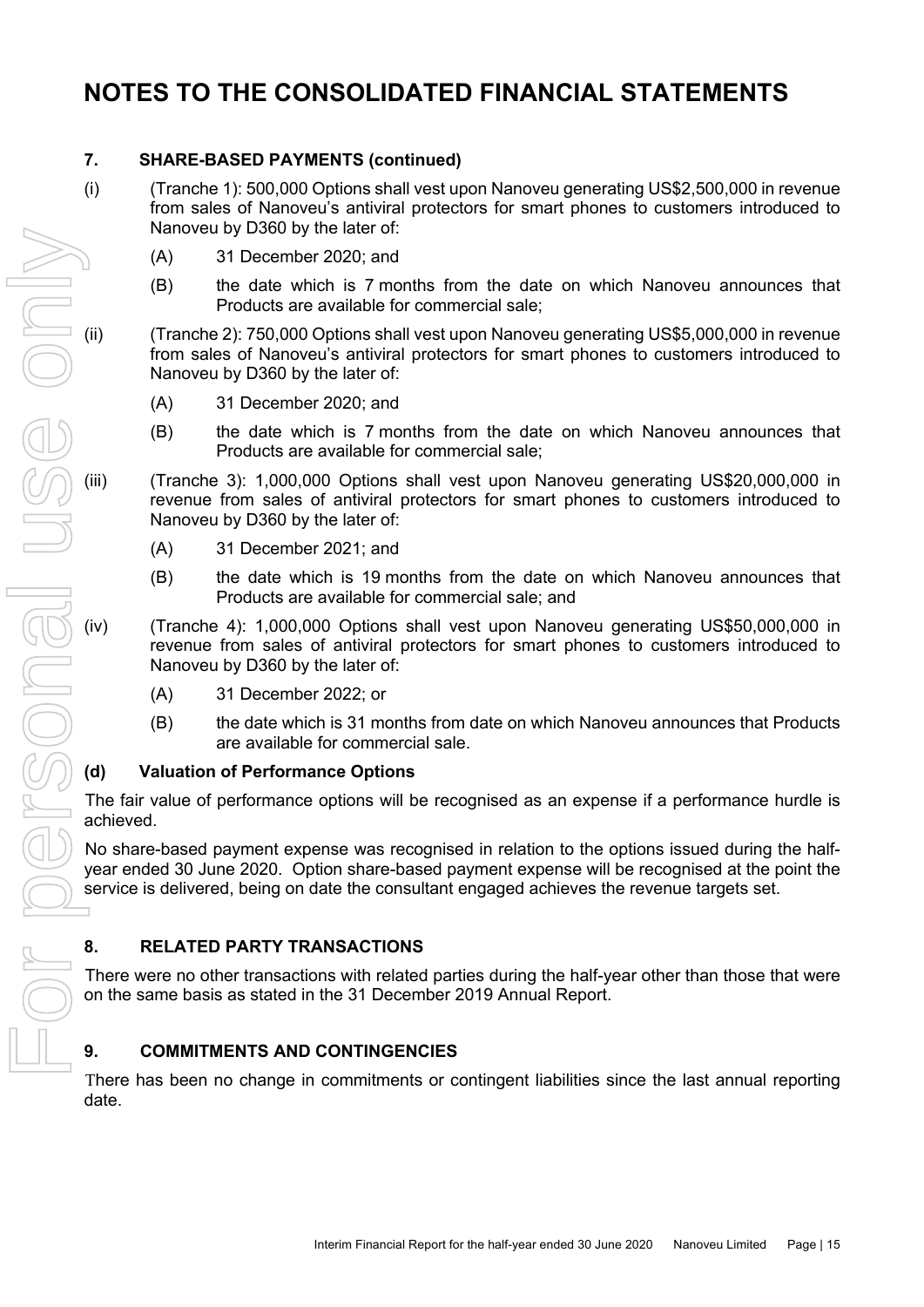# NOTES TO THE CONSOLIDATED FINANCIAL STATEMENTS

## 7. SHARE-BASED PAYMENTS (continued)

(i) (Tranche 1): 500,000 Options shall vest upon Nanoveu generating US$2,500,000 in revenue from sales of Nanoveu's antiviral protectors for smart phones to customers introduced to Nanoveu by D360 by the later of:

   (A) 31 December 2020; and

   (B) the date which is 7 months from the date on which Nanoveu announces that Products are available for commercial sale;

(ii) (Tranche 2): 750,000 Options shall vest upon Nanoveu generating US$5,000,000 in revenue from sales of Nanoveu's antiviral protectors for smart phones to customers introduced to Nanoveu by D360 by the later of:

   (A) 31 December 2020; and

   (B) the date which is 7 months from the date on which Nanoveu announces that Products are available for commercial sale;

(iii) (Tranche 3): 1,000,000 Options shall vest upon Nanoveu generating US$20,000,000 in revenue from sales of antiviral protectors for smart phones to customers introduced to Nanoveu by D360 by the later of:

   (A) 31 December 2021; and

   (B) the date which is 19 months from the date on which Nanoveu announces that Products are available for commercial sale; and

(iv) (Tranche 4): 1,000,000 Options shall vest upon Nanoveu generating US$50,000,000 in revenue from sales of antiviral protectors for smart phones to customers introduced to Nanoveu by D360 by the later of:

   (A) 31 December 2022; or

   (B) the date which is 31 months from date on which Nanoveu announces that Products are available for commercial sale.

### (d) Valuation of Performance Options

The fair value of performance options will be recognised as an expense if a performance hurdle is achieved.

No share-based payment expense was recognised in relation to the options issued during the half-year ended 30 June 2020. Option share-based payment expense will be recognised at the point the service is delivered, being on date the consultant engaged achieves the revenue targets set.

## 8. RELATED PARTY TRANSACTIONS

There were no other transactions with related parties during the half-year other than those that were on the same basis as stated in the 31 December 2019 Annual Report.

## 9. COMMITMENTS AND CONTINGENCIES

There has been no change in commitments or contingent liabilities since the last annual reporting date.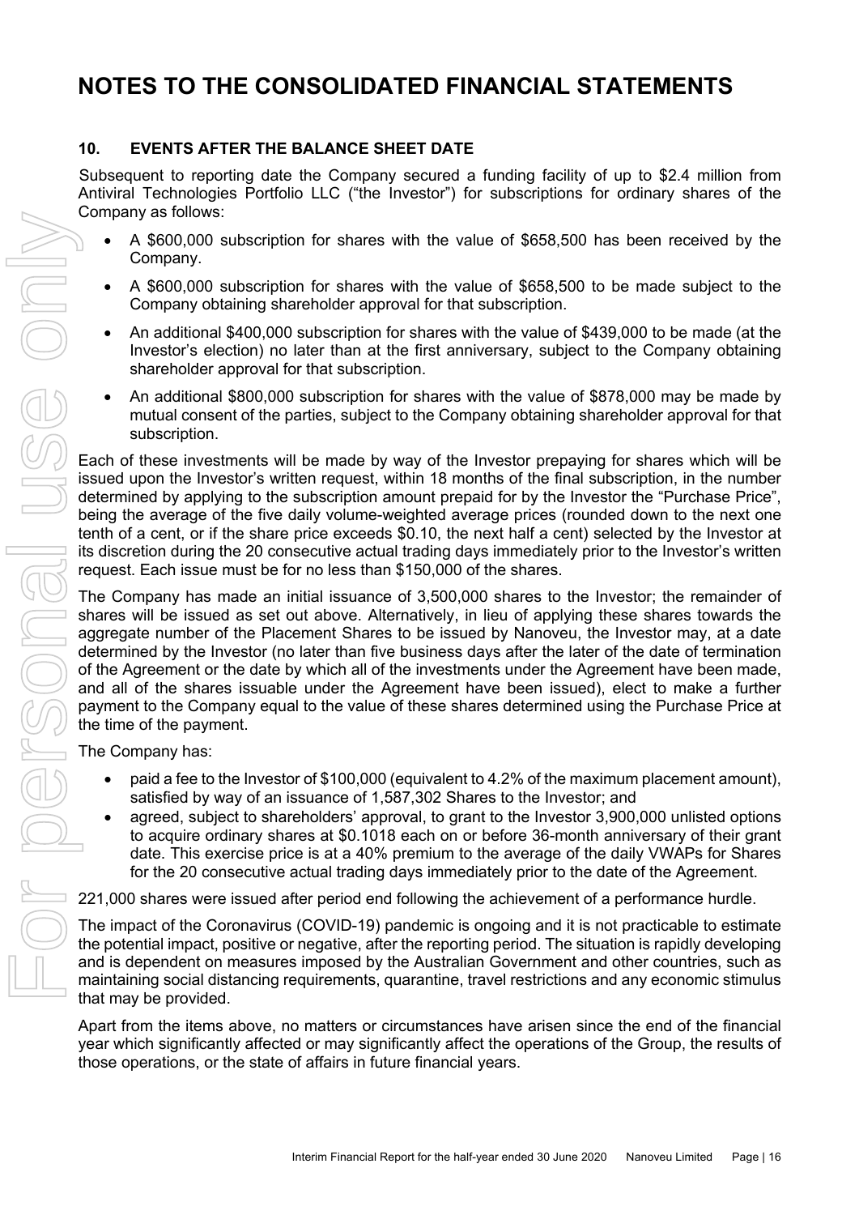# NOTES TO THE CONSOLIDATED FINANCIAL STATEMENTS

## 10. EVENTS AFTER THE BALANCE SHEET DATE

Subsequent to reporting date the Company secured a funding facility of up to $2.4 million from Antiviral Technologies Portfolio LLC ("the Investor") for subscriptions for ordinary shares of the Company as follows:

- A $600,000 subscription for shares with the value of $658,500 has been received by the Company.
- A $600,000 subscription for shares with the value of $658,500 to be made subject to the Company obtaining shareholder approval for that subscription.
- An additional $400,000 subscription for shares with the value of $439,000 to be made (at the Investor's election) no later than at the first anniversary, subject to the Company obtaining shareholder approval for that subscription.
- An additional $800,000 subscription for shares with the value of $878,000 may be made by mutual consent of the parties, subject to the Company obtaining shareholder approval for that subscription.

Each of these investments will be made by way of the Investor prepaying for shares which will be issued upon the Investor's written request, within 18 months of the final subscription, in the number determined by applying to the subscription amount prepaid for by the Investor the "Purchase Price", being the average of the five daily volume-weighted average prices (rounded down to the next one tenth of a cent, or if the share price exceeds $0.10, the next half a cent) selected by the Investor at its discretion during the 20 consecutive actual trading days immediately prior to the Investor's written request. Each issue must be for no less than $150,000 of the shares.

The Company has made an initial issuance of 3,500,000 shares to the Investor; the remainder of shares will be issued as set out above. Alternatively, in lieu of applying these shares towards the aggregate number of the Placement Shares to be issued by Nanoveu, the Investor may, at a date determined by the Investor (no later than five business days after the later of the date of termination of the Agreement or the date by which all of the investments under the Agreement have been made, and all of the shares issuable under the Agreement have been issued), elect to make a further payment to the Company equal to the value of these shares determined using the Purchase Price at the time of the payment.

The Company has:

- paid a fee to the Investor of $100,000 (equivalent to 4.2% of the maximum placement amount), satisfied by way of an issuance of 1,587,302 Shares to the Investor; and
- agreed, subject to shareholders' approval, to grant to the Investor 3,900,000 unlisted options to acquire ordinary shares at $0.1018 each on or before 36-month anniversary of their grant date. This exercise price is at a 40% premium to the average of the daily VWAPs for Shares for the 20 consecutive actual trading days immediately prior to the date of the Agreement.

221,000 shares were issued after period end following the achievement of a performance hurdle.

The impact of the Coronavirus (COVID-19) pandemic is ongoing and it is not practicable to estimate the potential impact, positive or negative, after the reporting period. The situation is rapidly developing and is dependent on measures imposed by the Australian Government and other countries, such as maintaining social distancing requirements, quarantine, travel restrictions and any economic stimulus that may be provided.

Apart from the items above, no matters or circumstances have arisen since the end of the financial year which significantly affected or may significantly affect the operations of the Group, the results of those operations, or the state of affairs in future financial years.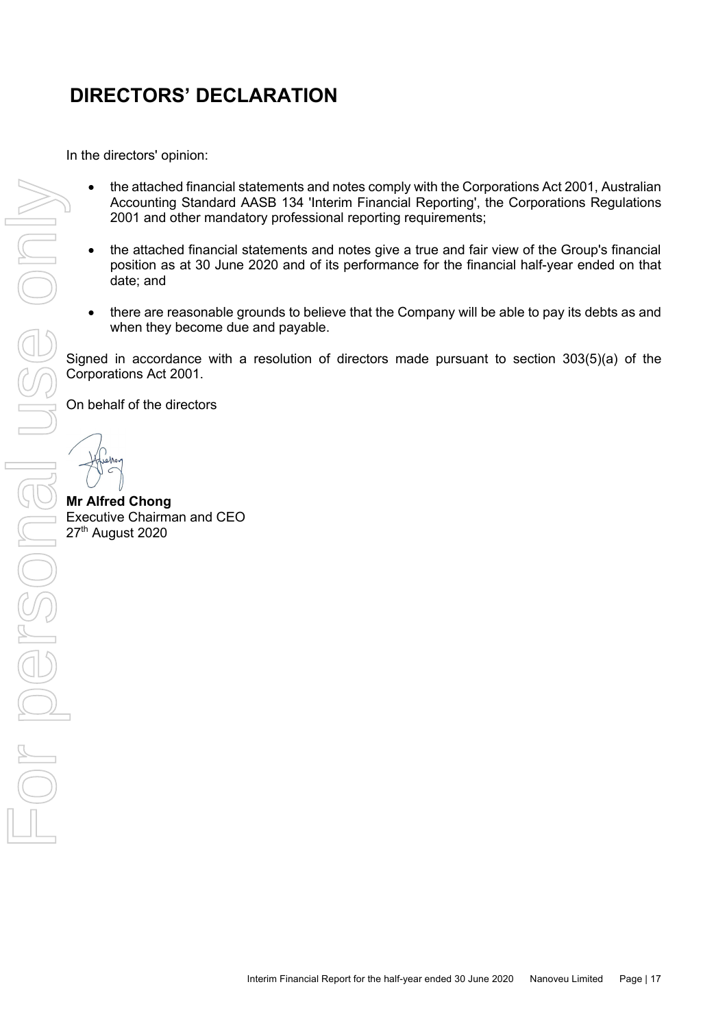# DIRECTORS' DECLARATION

In the directors' opinion:

- the attached financial statements and notes comply with the Corporations Act 2001, Australian Accounting Standard AASB 134 'Interim Financial Reporting', the Corporations Regulations 2001 and other mandatory professional reporting requirements;
- the attached financial statements and notes give a true and fair view of the Group's financial position as at 30 June 2020 and of its performance for the financial half-year ended on that date; and
- there are reasonable grounds to believe that the Company will be able to pay its debts as and when they become due and payable.

Signed in accordance with a resolution of directors made pursuant to section 303(5)(a) of the Corporations Act 2001.

On behalf of the directors

**Mr Alfred Chong**
Executive Chairman and CEO
27th August 2020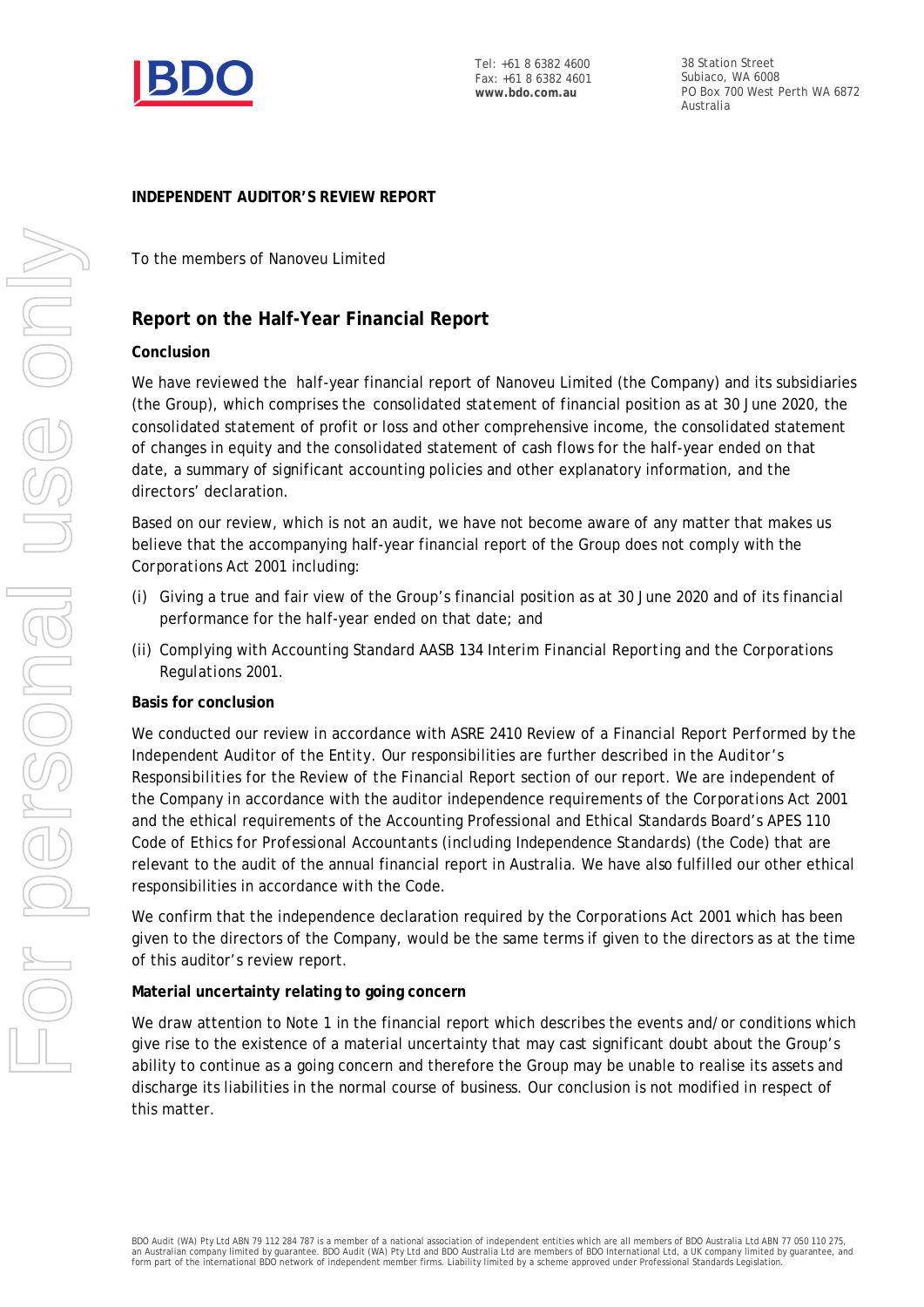Tel: +61 8 6382 4600
Fax: +61 8 6382 4601
**www.bdo.com.au**

38 Station Street
Subiaco, WA 6008
PO Box 700 West Perth WA 6872
Australia

**INDEPENDENT AUDITOR'S REVIEW REPORT**

To the members of Nanoveu Limited

## Report on the Half-Year Financial Report

### Conclusion

We have reviewed the half-year financial report of Nanoveu Limited (the Company) and its subsidiaries (the Group), which comprises the consolidated statement of financial position as at 30 June 2020, the consolidated statement of profit or loss and other comprehensive income, the consolidated statement of changes in equity and the consolidated statement of cash flows for the half-year ended on that date, a summary of significant accounting policies and other explanatory information, and the directors' declaration.

Based on our review, which is not an audit, we have not become aware of any matter that makes us believe that the accompanying half-year financial report of the Group does not comply with the *Corporations Act 2001* including:

(i) Giving a true and fair view of the Group's financial position as at 30 June 2020 and of its financial performance for the half-year ended on that date; and

(ii) Complying with Accounting Standard AASB 134 *Interim Financial Reporting* and the *Corporations Regulations 2001*.

### Basis for conclusion

We conducted our review in accordance with ASRE 2410 *Review of a Financial Report Performed by the Independent Auditor of the Entity*. Our responsibilities are further described in the *Auditor's Responsibilities for the Review of the Financial Report* section of our report. We are independent of the Company in accordance with the auditor independence requirements of the *Corporations Act 2001* and the ethical requirements of the Accounting Professional and Ethical Standards Board's APES 110 *Code of Ethics for Professional Accountants (including Independence Standards)* (the Code) that are relevant to the audit of the annual financial report in Australia. We have also fulfilled our other ethical responsibilities in accordance with the Code.

We confirm that the independence declaration required by the *Corporations Act 2001* which has been given to the directors of the Company, would be the same terms if given to the directors as at the time of this auditor's review report.

### Material uncertainty relating to going concern

We draw attention to Note 1 in the financial report which describes the events and/or conditions which give rise to the existence of a material uncertainty that may cast significant doubt about the Group's ability to continue as a going concern and therefore the Group may be unable to realise its assets and discharge its liabilities in the normal course of business. Our conclusion is not modified in respect of this matter.

BDO Audit (WA) Pty Ltd ABN 79 112 284 787 is a member of a national association of independent entities which are all members of BDO Australia Ltd ABN 77 050 110 275, an Australian company limited by guarantee. BDO Audit (WA) Pty Ltd and BDO Australia Ltd are members of BDO International Ltd, a UK company limited by guarantee, and form part of the international BDO network of independent member firms. Liability limited by a scheme approved under Professional Standards Legislation.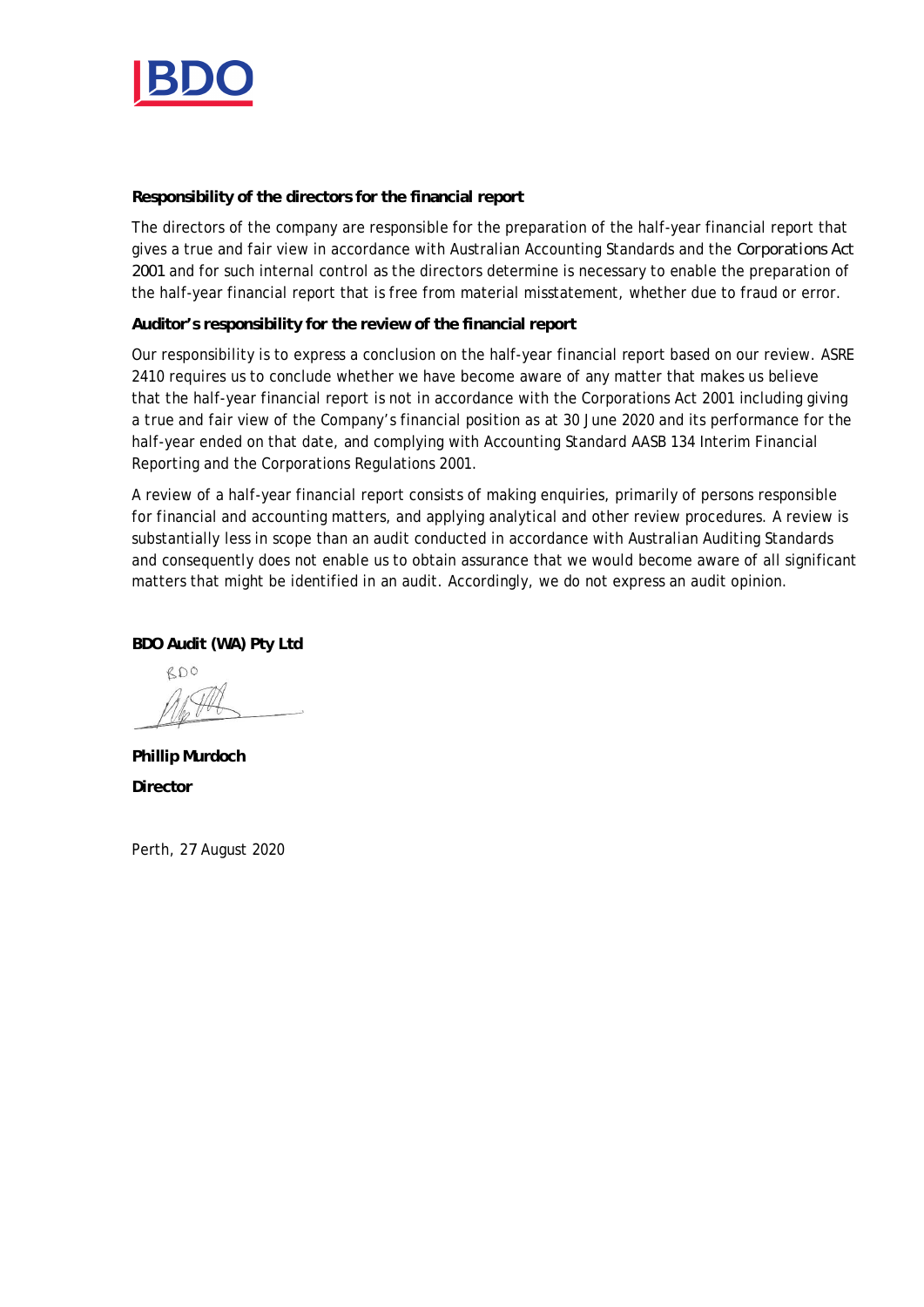**Responsibility of the directors for the financial report**

The directors of the company are responsible for the preparation of the half-year financial report that gives a true and fair view in accordance with Australian Accounting Standards and the Corporations Act 2001 and for such internal control as the directors determine is necessary to enable the preparation of the half-year financial report that is free from material misstatement, whether due to fraud or error.

**Auditor's responsibility for the review of the financial report**

Our responsibility is to express a conclusion on the half-year financial report based on our review. ASRE 2410 requires us to conclude whether we have become aware of any matter that makes us believe that the half-year financial report is not in accordance with the Corporations Act 2001 including giving a true and fair view of the Company's financial position as at 30 June 2020 and its performance for the half-year ended on that date, and complying with Accounting Standard AASB 134 Interim Financial Reporting and the Corporations Regulations 2001.

A review of a half-year financial report consists of making enquiries, primarily of persons responsible for financial and accounting matters, and applying analytical and other review procedures. A review is substantially less in scope than an audit conducted in accordance with Australian Auditing Standards and consequently does not enable us to obtain assurance that we would become aware of all significant matters that might be identified in an audit. Accordingly, we do not express an audit opinion.

**BDO Audit (WA) Pty Ltd**

**Phillip Murdoch**

**Director**

Perth, 27 August 2020